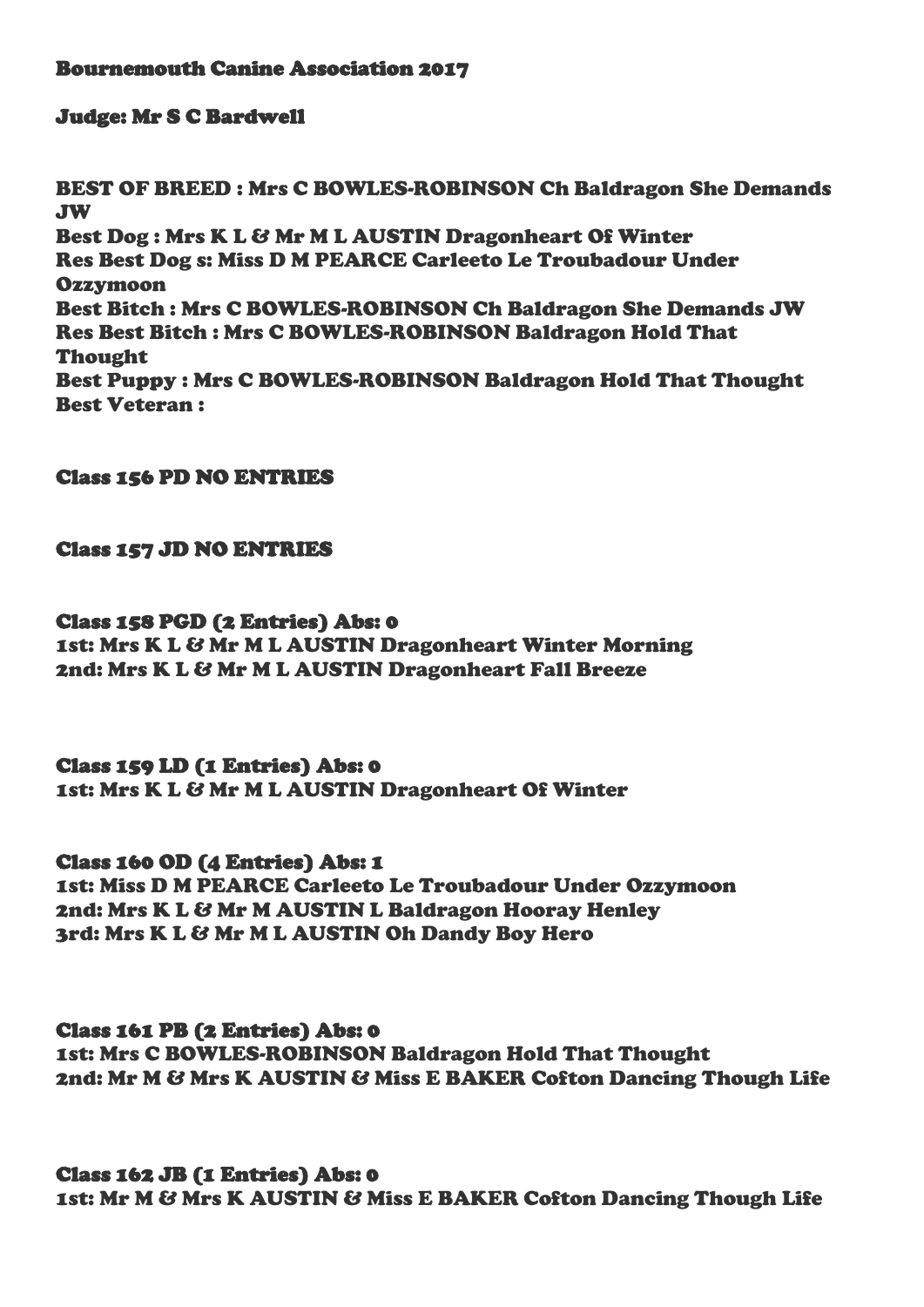**Bournemouth Canine Association 2017**

**Judge: Mr S C Bardwell**

**BEST OF BREED : Mrs C BOWLES-ROBINSON Ch Baldragon She Demands JW**
**Best Dog : Mrs K L & Mr M L AUSTIN Dragonheart Of Winter**
**Res Best Dog s: Miss D M PEARCE Carleeto Le Troubadour Under Ozzymoon**
**Best Bitch : Mrs C BOWLES-ROBINSON Ch Baldragon She Demands JW**
**Res Best Bitch : Mrs C BOWLES-ROBINSON Baldragon Hold That Thought**
**Best Puppy : Mrs C BOWLES-ROBINSON Baldragon Hold That Thought**
**Best Veteran :**

**Class 156 PD NO ENTRIES**

**Class 157 JD NO ENTRIES**

**Class 158 PGD (2 Entries) Abs: 0**
**1st: Mrs K L & Mr M L AUSTIN Dragonheart Winter Morning**
**2nd: Mrs K L & Mr M L AUSTIN Dragonheart Fall Breeze**

**Class 159 LD (1 Entries) Abs: 0**
**1st: Mrs K L & Mr M L AUSTIN Dragonheart Of Winter**

**Class 160 OD (4 Entries) Abs: 1**
**1st: Miss D M PEARCE Carleeto Le Troubadour Under Ozzymoon**
**2nd: Mrs K L & Mr M AUSTIN L Baldragon Hooray Henley**
**3rd: Mrs K L & Mr M L AUSTIN Oh Dandy Boy Hero**

**Class 161 PB (2 Entries) Abs: 0**
**1st: Mrs C BOWLES-ROBINSON Baldragon Hold That Thought**
**2nd: Mr M & Mrs K AUSTIN & Miss E BAKER Cofton Dancing Though Life**

**Class 162 JB (1 Entries) Abs: 0**
**1st: Mr M & Mrs K AUSTIN & Miss E BAKER Cofton Dancing Though Life**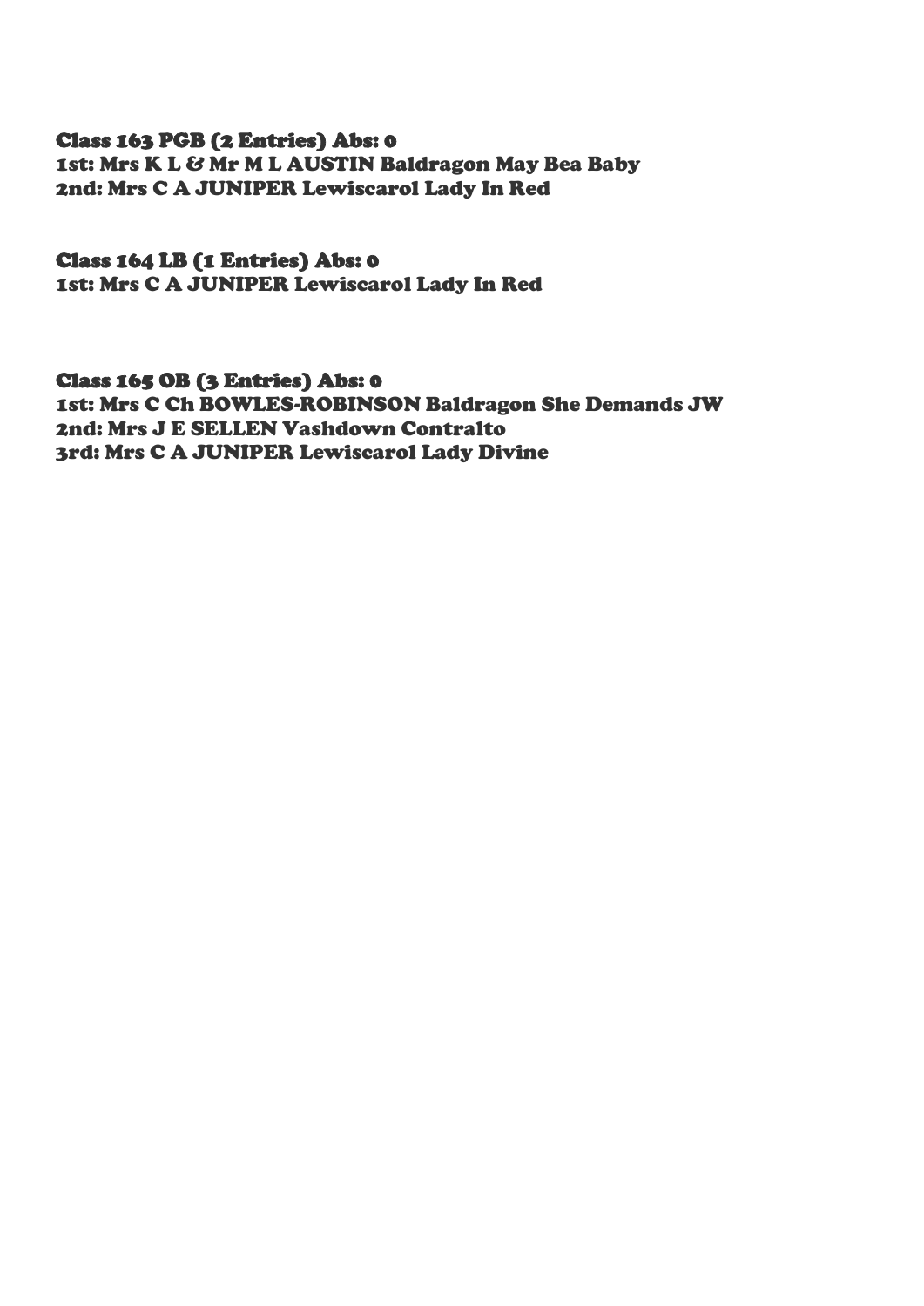### Class 163 PGB (2 Entries) Abs: 0

**1st: Mrs K L & Mr M L AUSTIN Baldragon May Bea Baby**
**2nd: Mrs C A JUNIPER Lewiscarol Lady In Red**

### Class 164 LB (1 Entries) Abs: 0

**1st: Mrs C A JUNIPER Lewiscarol Lady In Red**

### Class 165 OB (3 Entries) Abs: 0

**1st: Mrs C Ch BOWLES-ROBINSON Baldragon She Demands JW**
**2nd: Mrs J E SELLEN Vashdown Contralto**
**3rd: Mrs C A JUNIPER Lewiscarol Lady Divine**